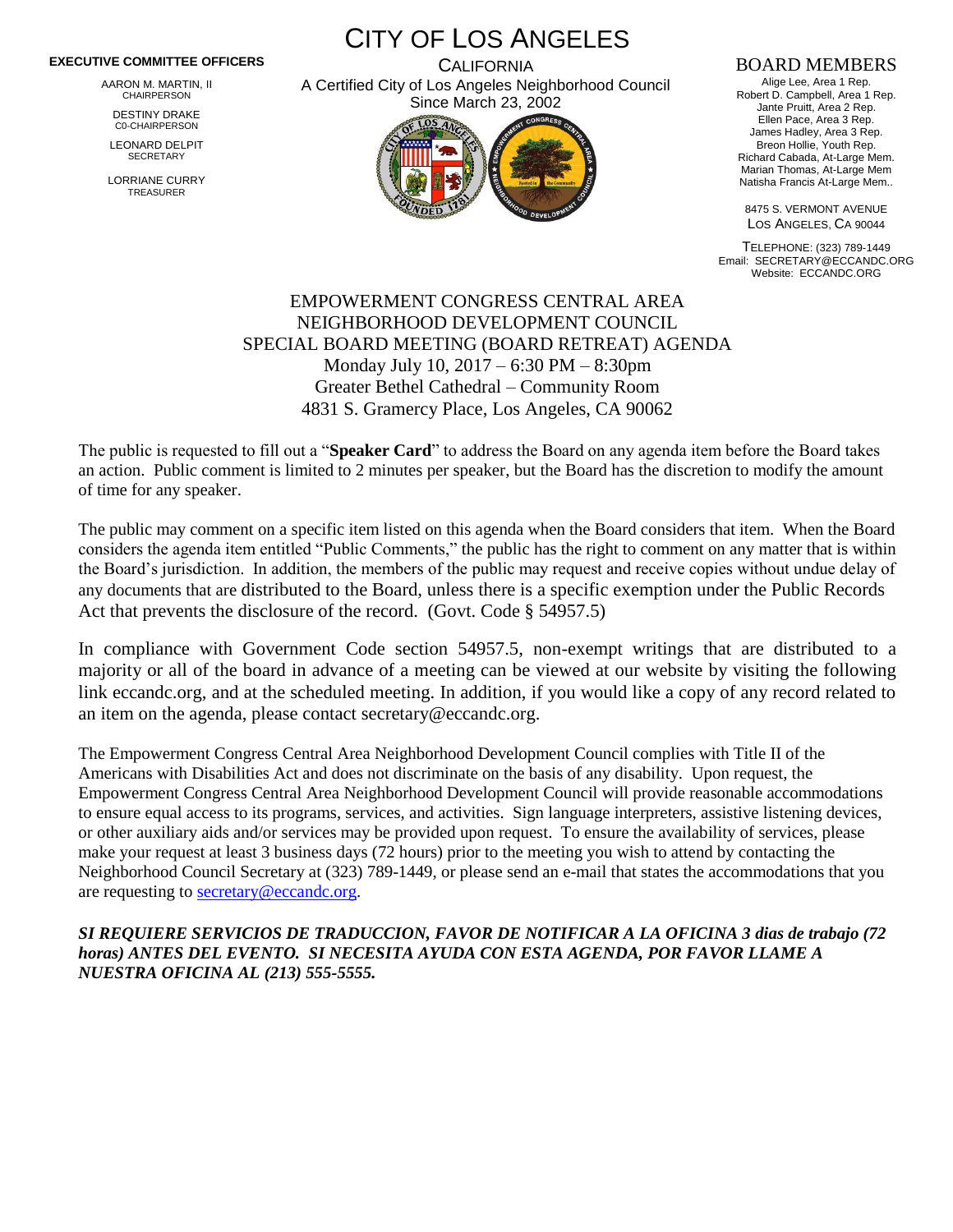**EXECUTIVE COMMITTEE OFFICERS**

AARON M. MARTIN, II
CHAIRPERSON

DESTINY DRAKE
C0-CHAIRPERSON

LEONARD DELPIT
SECRETARY

LORRIANE CURRY
TREASURER

# CITY OF LOS ANGELES

CALIFORNIA
A Certified City of Los Angeles Neighborhood Council
Since March 23, 2002

## BOARD MEMBERS

Alige Lee, Area 1 Rep.
Robert D. Campbell, Area 1 Rep.
Jante Pruitt, Area 2 Rep.
Ellen Pace, Area 3 Rep.
James Hadley, Area 3 Rep.
Breon Hollie, Youth Rep.
Richard Cabada, At-Large Mem.
Marian Thomas, At-Large Mem
Natisha Francis At-Large Mem..

8475 S. VERMONT AVENUE
LOS ANGELES, CA 90044

TELEPHONE: (323) 789-1449
Email: SECRETARY@ECCANDC.ORG
Website: ECCANDC.ORG

## EMPOWERMENT CONGRESS CENTRAL AREA NEIGHBORHOOD DEVELOPMENT COUNCIL SPECIAL BOARD MEETING (BOARD RETREAT) AGENDA

Monday July 10, 2017 – 6:30 PM – 8:30pm
Greater Bethel Cathedral – Community Room
4831 S. Gramercy Place, Los Angeles, CA 90062

The public is requested to fill out a "**Speaker Card**" to address the Board on any agenda item before the Board takes an action. Public comment is limited to 2 minutes per speaker, but the Board has the discretion to modify the amount of time for any speaker.

The public may comment on a specific item listed on this agenda when the Board considers that item. When the Board considers the agenda item entitled "Public Comments," the public has the right to comment on any matter that is within the Board's jurisdiction. In addition, the members of the public may request and receive copies without undue delay of any documents that are distributed to the Board, unless there is a specific exemption under the Public Records Act that prevents the disclosure of the record. (Govt. Code § 54957.5)

In compliance with Government Code section 54957.5, non-exempt writings that are distributed to a majority or all of the board in advance of a meeting can be viewed at our website by visiting the following link eccandc.org, and at the scheduled meeting. In addition, if you would like a copy of any record related to an item on the agenda, please contact secretary@eccandc.org.

The Empowerment Congress Central Area Neighborhood Development Council complies with Title II of the Americans with Disabilities Act and does not discriminate on the basis of any disability. Upon request, the Empowerment Congress Central Area Neighborhood Development Council will provide reasonable accommodations to ensure equal access to its programs, services, and activities. Sign language interpreters, assistive listening devices, or other auxiliary aids and/or services may be provided upon request. To ensure the availability of services, please make your request at least 3 business days (72 hours) prior to the meeting you wish to attend by contacting the Neighborhood Council Secretary at (323) 789-1449, or please send an e-mail that states the accommodations that you are requesting to secretary@eccandc.org.

***SI REQUIERE SERVICIOS DE TRADUCCION, FAVOR DE NOTIFICAR A LA OFICINA 3 dias de trabajo (72 horas) ANTES DEL EVENTO. SI NECESITA AYUDA CON ESTA AGENDA, POR FAVOR LLAME A NUESTRA OFICINA AL (213) 555-5555.***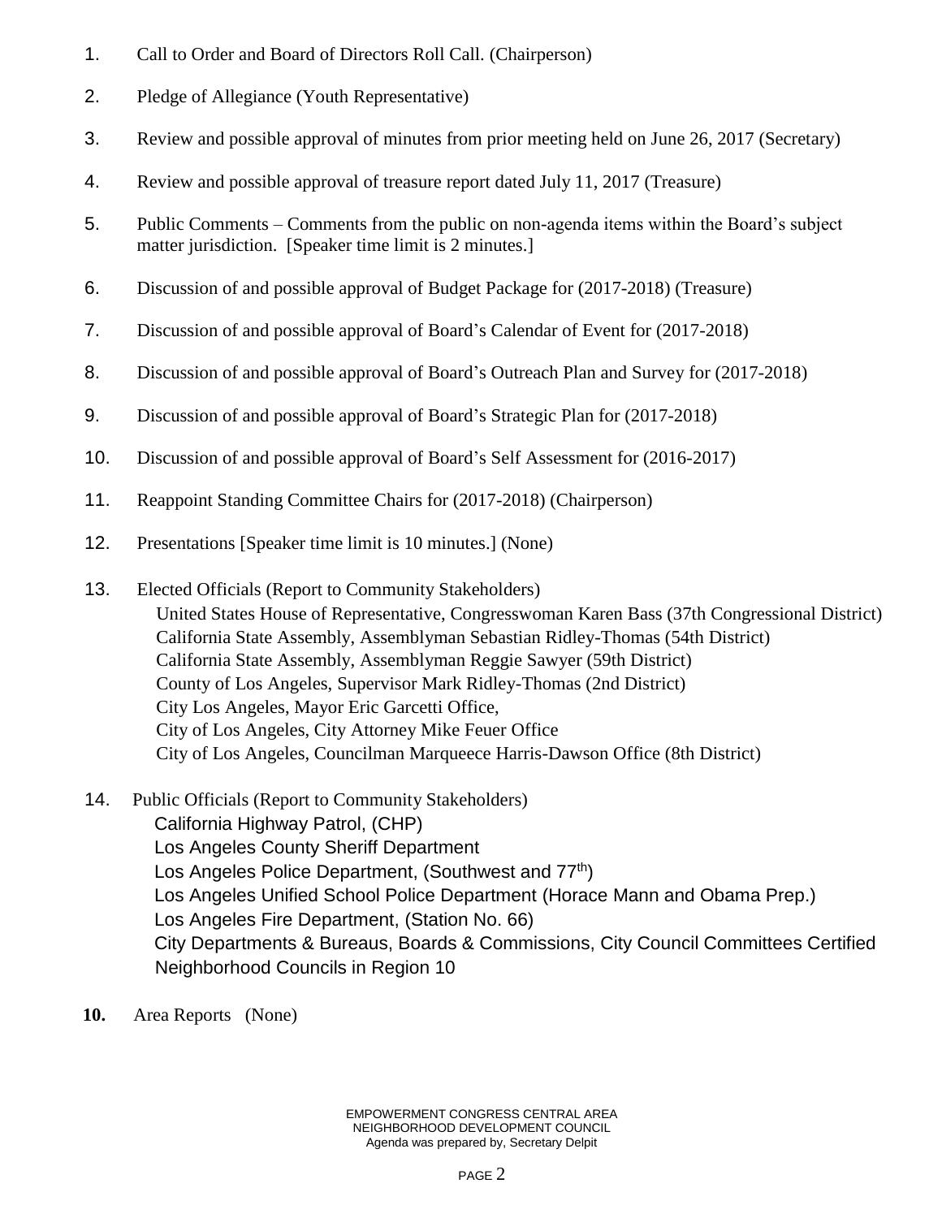1. Call to Order and Board of Directors Roll Call. (Chairperson)

2. Pledge of Allegiance (Youth Representative)

3. Review and possible approval of minutes from prior meeting held on June 26, 2017 (Secretary)

4. Review and possible approval of treasure report dated July 11, 2017 (Treasure)

5. Public Comments – Comments from the public on non-agenda items within the Board's subject matter jurisdiction. [Speaker time limit is 2 minutes.]

6. Discussion of and possible approval of Budget Package for (2017-2018) (Treasure)

7. Discussion of and possible approval of Board's Calendar of Event for (2017-2018)

8. Discussion of and possible approval of Board's Outreach Plan and Survey for (2017-2018)

9. Discussion of and possible approval of Board's Strategic Plan for (2017-2018)

10. Discussion of and possible approval of Board's Self Assessment for (2016-2017)

11. Reappoint Standing Committee Chairs for (2017-2018) (Chairperson)

12. Presentations [Speaker time limit is 10 minutes.] (None)

13. Elected Officials (Report to Community Stakeholders)
    United States House of Representative, Congresswoman Karen Bass (37th Congressional District)
    California State Assembly, Assemblyman Sebastian Ridley-Thomas (54th District)
    California State Assembly, Assemblyman Reggie Sawyer (59th District)
    County of Los Angeles, Supervisor Mark Ridley-Thomas (2nd District)
    City Los Angeles, Mayor Eric Garcetti Office,
    City of Los Angeles, City Attorney Mike Feuer Office
    City of Los Angeles, Councilman Marqueece Harris-Dawson Office (8th District)

14. Public Officials (Report to Community Stakeholders)
    California Highway Patrol, (CHP)
    Los Angeles County Sheriff Department
    Los Angeles Police Department, (Southwest and 77th)
    Los Angeles Unified School Police Department (Horace Mann and Obama Prep.)
    Los Angeles Fire Department, (Station No. 66)
    City Departments & Bureaus, Boards & Commissions, City Council Committees Certified Neighborhood Councils in Region 10

**10.** Area Reports (None)

EMPOWERMENT CONGRESS CENTRAL AREA
NEIGHBORHOOD DEVELOPMENT COUNCIL
Agenda was prepared by, Secretary Delpit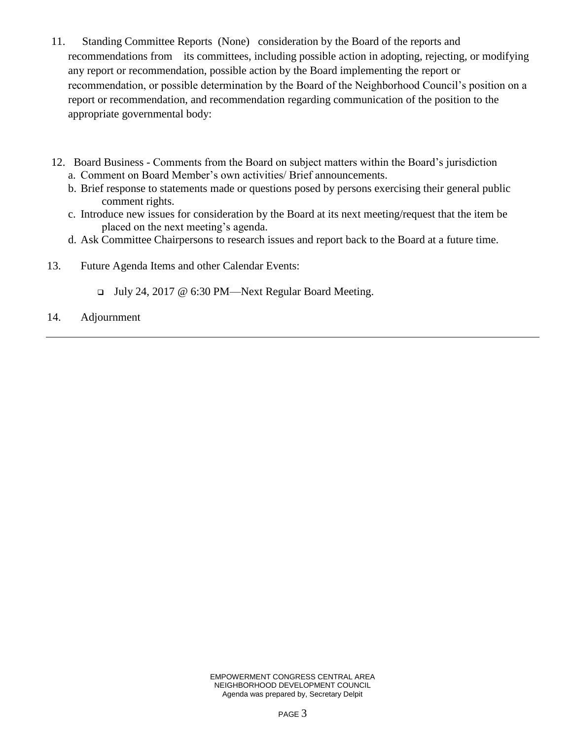11. Standing Committee Reports (None) consideration by the Board of the reports and recommendations from its committees, including possible action in adopting, rejecting, or modifying any report or recommendation, possible action by the Board implementing the report or recommendation, or possible determination by the Board of the Neighborhood Council's position on a report or recommendation, and recommendation regarding communication of the position to the appropriate governmental body:

12. Board Business - Comments from the Board on subject matters within the Board's jurisdiction
    a. Comment on Board Member's own activities/ Brief announcements.
    b. Brief response to statements made or questions posed by persons exercising their general public comment rights.
    c. Introduce new issues for consideration by the Board at its next meeting/request that the item be placed on the next meeting's agenda.
    d. Ask Committee Chairpersons to research issues and report back to the Board at a future time.

13. Future Agenda Items and other Calendar Events:
    - July 24, 2017 @ 6:30 PM—Next Regular Board Meeting.

14. Adjournment

---

EMPOWERMENT CONGRESS CENTRAL AREA
NEIGHBORHOOD DEVELOPMENT COUNCIL
Agenda was prepared by, Secretary Delpit